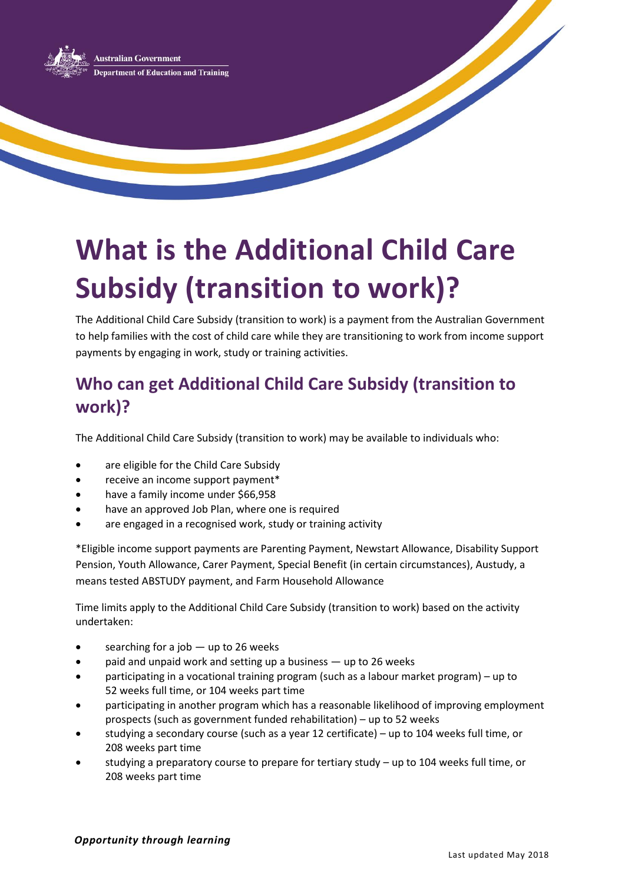Australian Government
Department of Education and Training

# What is the Additional Child Care Subsidy (transition to work)?

The Additional Child Care Subsidy (transition to work) is a payment from the Australian Government to help families with the cost of child care while they are transitioning to work from income support payments by engaging in work, study or training activities.

## Who can get Additional Child Care Subsidy (transition to work)?

The Additional Child Care Subsidy (transition to work) may be available to individuals who:

- are eligible for the Child Care Subsidy
- receive an income support payment*
- have a family income under $66,958
- have an approved Job Plan, where one is required
- are engaged in a recognised work, study or training activity

*Eligible income support payments are Parenting Payment, Newstart Allowance, Disability Support Pension, Youth Allowance, Carer Payment, Special Benefit (in certain circumstances), Austudy, a means tested ABSTUDY payment, and Farm Household Allowance

Time limits apply to the Additional Child Care Subsidy (transition to work) based on the activity undertaken:

- searching for a job — up to 26 weeks
- paid and unpaid work and setting up a business — up to 26 weeks
- participating in a vocational training program (such as a labour market program) – up to 52 weeks full time, or 104 weeks part time
- participating in another program which has a reasonable likelihood of improving employment prospects (such as government funded rehabilitation) – up to 52 weeks
- studying a secondary course (such as a year 12 certificate) – up to 104 weeks full time, or 208 weeks part time
- studying a preparatory course to prepare for tertiary study – up to 104 weeks full time, or 208 weeks part time

***Opportunity through learning***

Last updated May 2018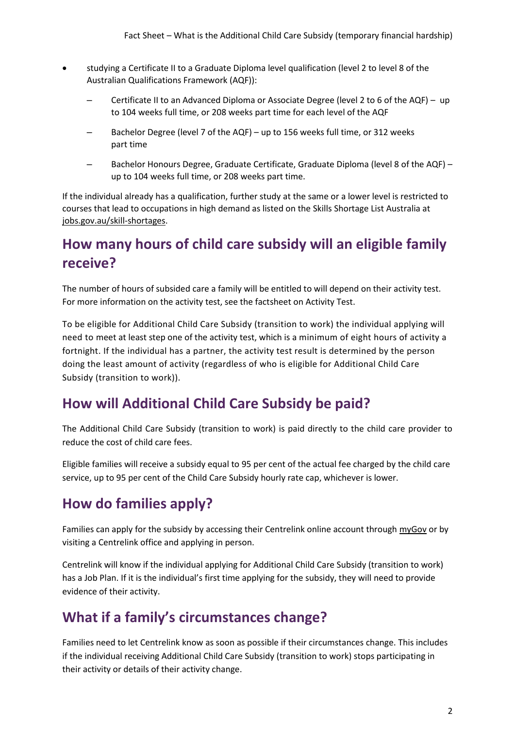- studying a Certificate II to a Graduate Diploma level qualification (level 2 to level 8 of the Australian Qualifications Framework (AQF)):
  - Certificate II to an Advanced Diploma or Associate Degree (level 2 to 6 of the AQF) – up to 104 weeks full time, or 208 weeks part time for each level of the AQF
  - Bachelor Degree (level 7 of the AQF) – up to 156 weeks full time, or 312 weeks part time
  - Bachelor Honours Degree, Graduate Certificate, Graduate Diploma (level 8 of the AQF) – up to 104 weeks full time, or 208 weeks part time.

If the individual already has a qualification, further study at the same or a lower level is restricted to courses that lead to occupations in high demand as listed on the Skills Shortage List Australia at jobs.gov.au/skill-shortages.

## How many hours of child care subsidy will an eligible family receive?

The number of hours of subsided care a family will be entitled to will depend on their activity test. For more information on the activity test, see the factsheet on Activity Test.

To be eligible for Additional Child Care Subsidy (transition to work) the individual applying will need to meet at least step one of the activity test, which is a minimum of eight hours of activity a fortnight. If the individual has a partner, the activity test result is determined by the person doing the least amount of activity (regardless of who is eligible for Additional Child Care Subsidy (transition to work)).

## How will Additional Child Care Subsidy be paid?

The Additional Child Care Subsidy (transition to work) is paid directly to the child care provider to reduce the cost of child care fees.

Eligible families will receive a subsidy equal to 95 per cent of the actual fee charged by the child care service, up to 95 per cent of the Child Care Subsidy hourly rate cap, whichever is lower.

## How do families apply?

Families can apply for the subsidy by accessing their Centrelink online account through myGov or by visiting a Centrelink office and applying in person.

Centrelink will know if the individual applying for Additional Child Care Subsidy (transition to work) has a Job Plan. If it is the individual's first time applying for the subsidy, they will need to provide evidence of their activity.

## What if a family's circumstances change?

Families need to let Centrelink know as soon as possible if their circumstances change. This includes if the individual receiving Additional Child Care Subsidy (transition to work) stops participating in their activity or details of their activity change.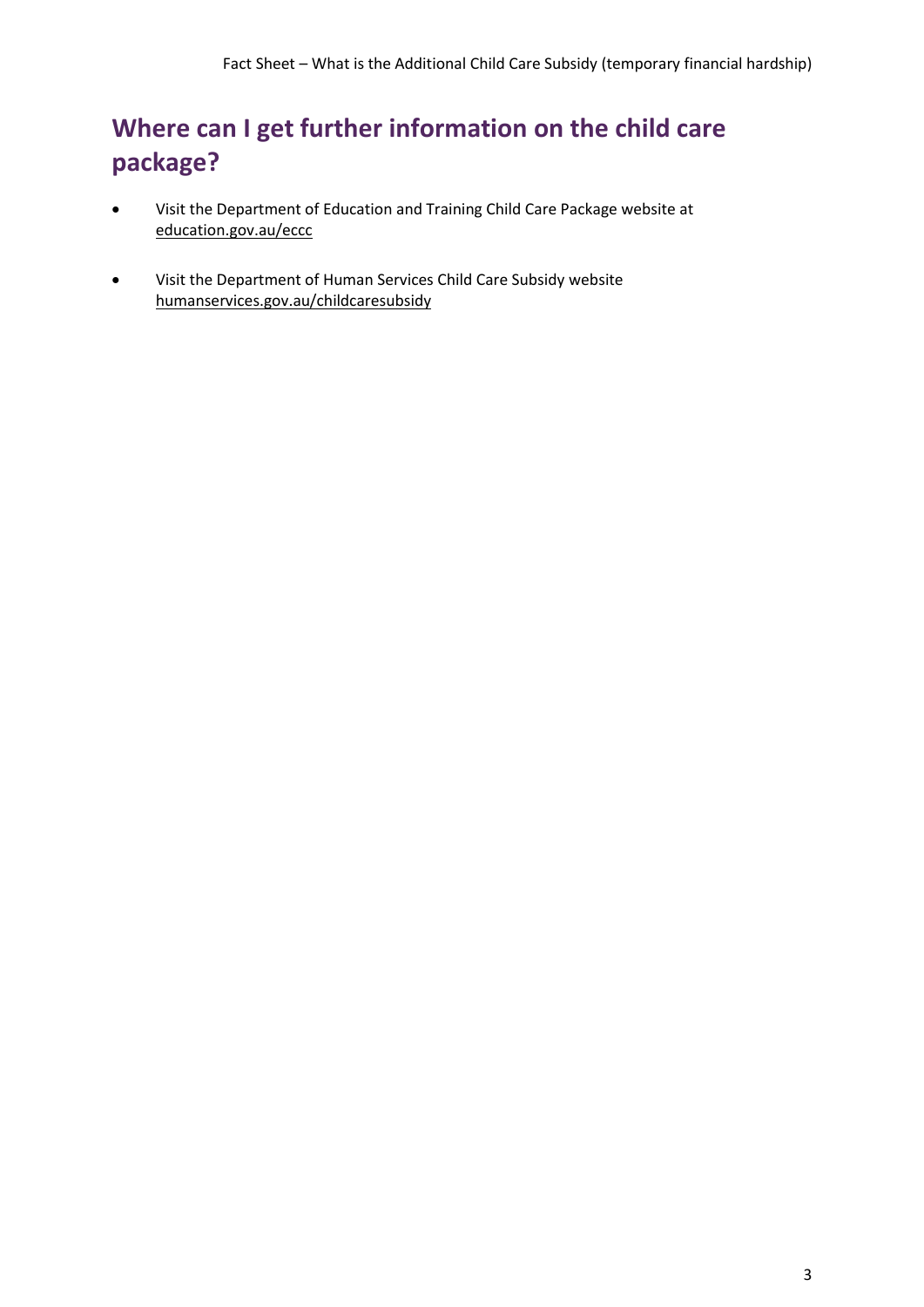## Where can I get further information on the child care package?

- Visit the Department of Education and Training Child Care Package website at education.gov.au/eccc

- Visit the Department of Human Services Child Care Subsidy website humanservices.gov.au/childcaresubsidy